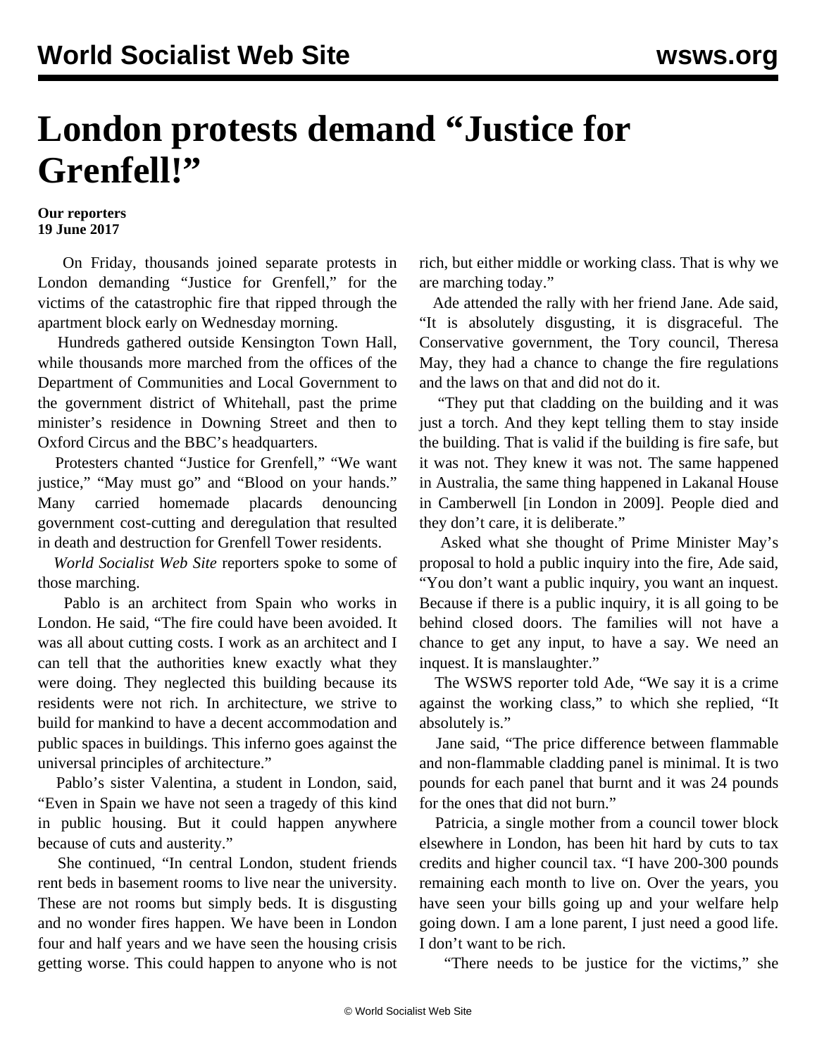// Omitted header: "World Socialist Web Site wsws.org", footer "© World Socialist Web Site"
# London protests demand "Justice for Grenfell!"

**Our reporters**
**19 June 2017**

On Friday, thousands joined separate protests in London demanding "Justice for Grenfell," for the victims of the catastrophic fire that ripped through the apartment block early on Wednesday morning.

Hundreds gathered outside Kensington Town Hall, while thousands more marched from the offices of the Department of Communities and Local Government to the government district of Whitehall, past the prime minister's residence in Downing Street and then to Oxford Circus and the BBC's headquarters.

Protesters chanted "Justice for Grenfell," "We want justice," "May must go" and "Blood on your hands." Many carried homemade placards denouncing government cost-cutting and deregulation that resulted in death and destruction for Grenfell Tower residents.

*World Socialist Web Site* reporters spoke to some of those marching.

Pablo is an architect from Spain who works in London. He said, "The fire could have been avoided. It was all about cutting costs. I work as an architect and I can tell that the authorities knew exactly what they were doing. They neglected this building because its residents were not rich. In architecture, we strive to build for mankind to have a decent accommodation and public spaces in buildings. This inferno goes against the universal principles of architecture."

Pablo's sister Valentina, a student in London, said, "Even in Spain we have not seen a tragedy of this kind in public housing. But it could happen anywhere because of cuts and austerity."

She continued, "In central London, student friends rent beds in basement rooms to live near the university. These are not rooms but simply beds. It is disgusting and no wonder fires happen. We have been in London four and half years and we have seen the housing crisis getting worse. This could happen to anyone who is not rich, but either middle or working class. That is why we are marching today."

Ade attended the rally with her friend Jane. Ade said, "It is absolutely disgusting, it is disgraceful. The Conservative government, the Tory council, Theresa May, they had a chance to change the fire regulations and the laws on that and did not do it.

"They put that cladding on the building and it was just a torch. And they kept telling them to stay inside the building. That is valid if the building is fire safe, but it was not. They knew it was not. The same happened in Australia, the same thing happened in Lakanal House in Camberwell [in London in 2009]. People died and they don't care, it is deliberate."

Asked what she thought of Prime Minister May's proposal to hold a public inquiry into the fire, Ade said, "You don't want a public inquiry, you want an inquest. Because if there is a public inquiry, it is all going to be behind closed doors. The families will not have a chance to get any input, to have a say. We need an inquest. It is manslaughter."

The WSWS reporter told Ade, "We say it is a crime against the working class," to which she replied, "It absolutely is."

Jane said, "The price difference between flammable and non-flammable cladding panel is minimal. It is two pounds for each panel that burnt and it was 24 pounds for the ones that did not burn."

Patricia, a single mother from a council tower block elsewhere in London, has been hit hard by cuts to tax credits and higher council tax. "I have 200-300 pounds remaining each month to live on. Over the years, you have seen your bills going up and your welfare help going down. I am a lone parent, I just need a good life. I don't want to be rich.

"There needs to be justice for the victims," she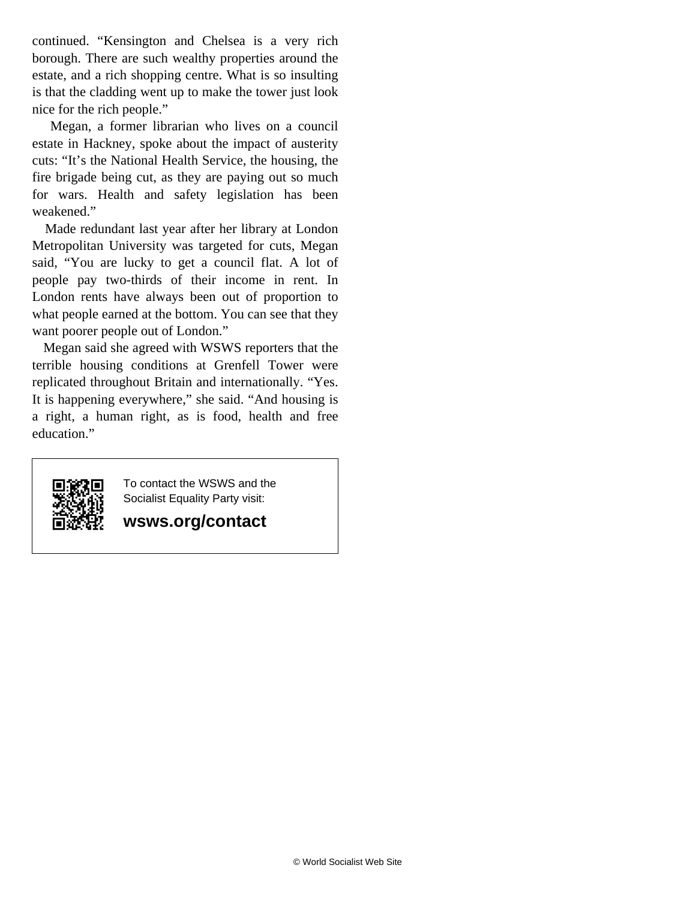continued. "Kensington and Chelsea is a very rich borough. There are such wealthy properties around the estate, and a rich shopping centre. What is so insulting is that the cladding went up to make the tower just look nice for the rich people."

Megan, a former librarian who lives on a council estate in Hackney, spoke about the impact of austerity cuts: "It's the National Health Service, the housing, the fire brigade being cut, as they are paying out so much for wars. Health and safety legislation has been weakened."

Made redundant last year after her library at London Metropolitan University was targeted for cuts, Megan said, "You are lucky to get a council flat. A lot of people pay two-thirds of their income in rent. In London rents have always been out of proportion to what people earned at the bottom. You can see that they want poorer people out of London."

Megan said she agreed with WSWS reporters that the terrible housing conditions at Grenfell Tower were replicated throughout Britain and internationally. "Yes. It is happening everywhere," she said. "And housing is a right, a human right, as is food, health and free education."

To contact the WSWS and the Socialist Equality Party visit:

**wsws.org/contact**